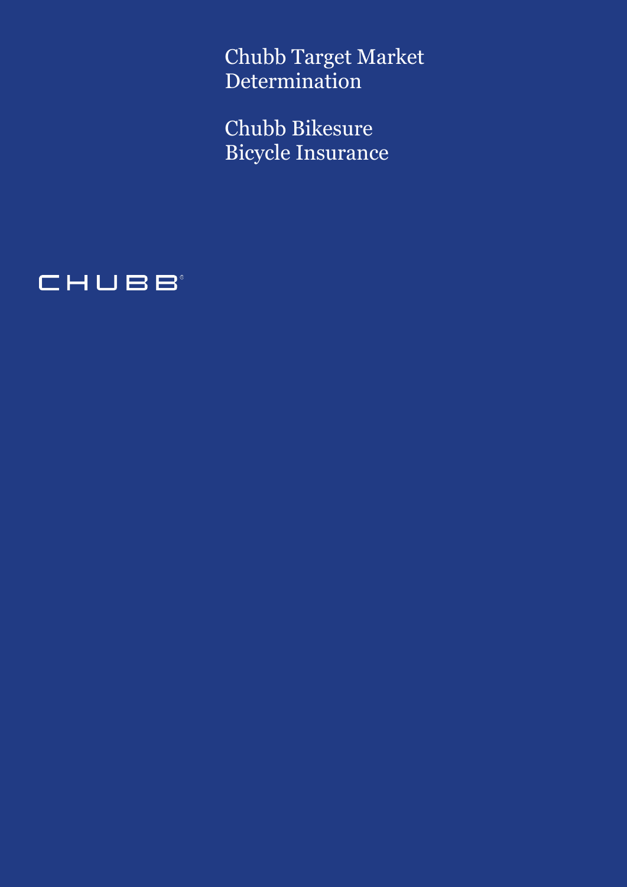# Chubb Target Market Determination

## Chubb Bikesure Bicycle Insurance

CHUBB®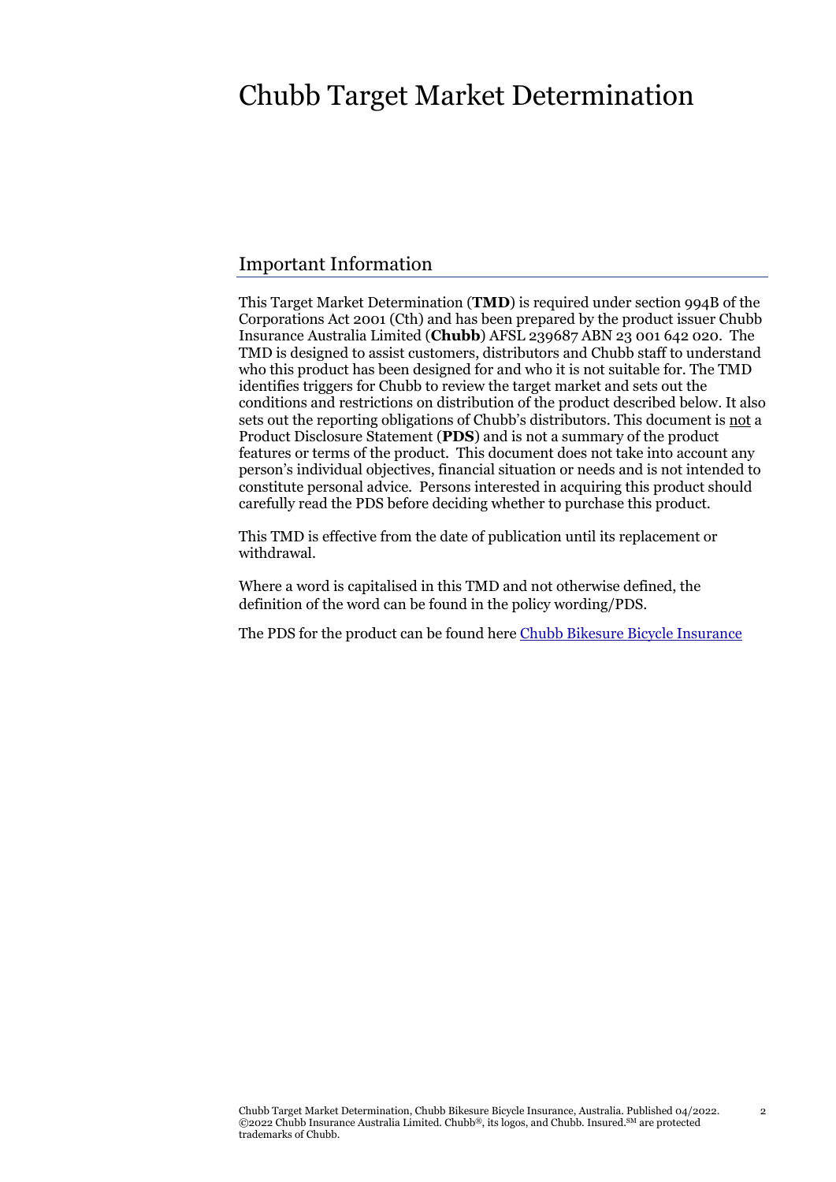# Chubb Target Market Determination

## Important Information

This Target Market Determination (**TMD**) is required under section 994B of the Corporations Act 2001 (Cth) and has been prepared by the product issuer Chubb Insurance Australia Limited (**Chubb**) AFSL 239687 ABN 23 001 642 020. The TMD is designed to assist customers, distributors and Chubb staff to understand who this product has been designed for and who it is not suitable for. The TMD identifies triggers for Chubb to review the target market and sets out the conditions and restrictions on distribution of the product described below. It also sets out the reporting obligations of Chubb's distributors. This document is not a Product Disclosure Statement (**PDS**) and is not a summary of the product features or terms of the product. This document does not take into account any person's individual objectives, financial situation or needs and is not intended to constitute personal advice. Persons interested in acquiring this product should carefully read the PDS before deciding whether to purchase this product.

This TMD is effective from the date of publication until its replacement or withdrawal.

Where a word is capitalised in this TMD and not otherwise defined, the definition of the word can be found in the policy wording/PDS.

The PDS for the product can be found here Chubb Bikesure Bicycle Insurance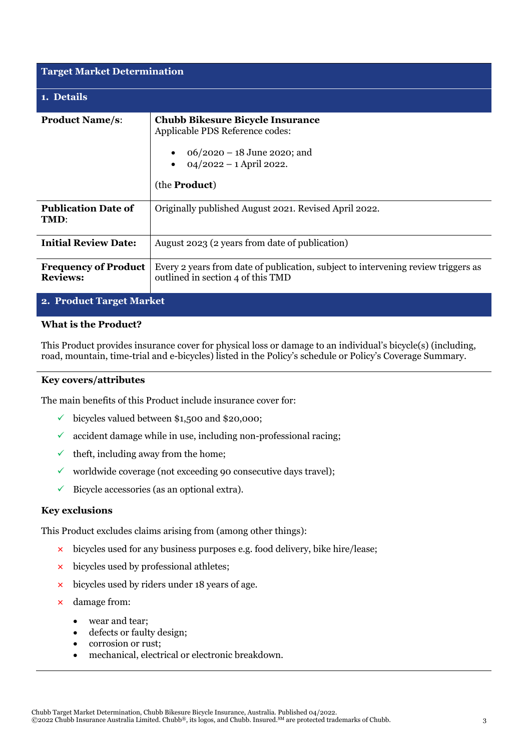# Target Market Determination

## 1. Details

| | |
|---|---|
| **Product Name/s**: | **Chubb Bikesure Bicycle Insurance**<br>Applicable PDS Reference codes:<br>• 06/2020 – 18 June 2020; and<br>• 04/2022 – 1 April 2022.<br>(the **Product**) |
| **Publication Date of TMD**: | Originally published August 2021. Revised April 2022. |
| **Initial Review Date:** | August 2023 (2 years from date of publication) |
| **Frequency of Product Reviews:** | Every 2 years from date of publication, subject to intervening review triggers as outlined in section 4 of this TMD |

## 2. Product Target Market

### What is the Product?

This Product provides insurance cover for physical loss or damage to an individual's bicycle(s) (including, road, mountain, time-trial and e-bicycles) listed in the Policy's schedule or Policy's Coverage Summary.

### Key covers/attributes

The main benefits of this Product include insurance cover for:

- ✓ bicycles valued between $1,500 and $20,000;
- ✓ accident damage while in use, including non-professional racing;
- ✓ theft, including away from the home;
- ✓ worldwide coverage (not exceeding 90 consecutive days travel);
- ✓ Bicycle accessories (as an optional extra).

### Key exclusions

This Product excludes claims arising from (among other things):

- × bicycles used for any business purposes e.g. food delivery, bike hire/lease;
- × bicycles used by professional athletes;
- × bicycles used by riders under 18 years of age.
- × damage from:
  - wear and tear;
  - defects or faulty design;
  - corrosion or rust;
  - mechanical, electrical or electronic breakdown.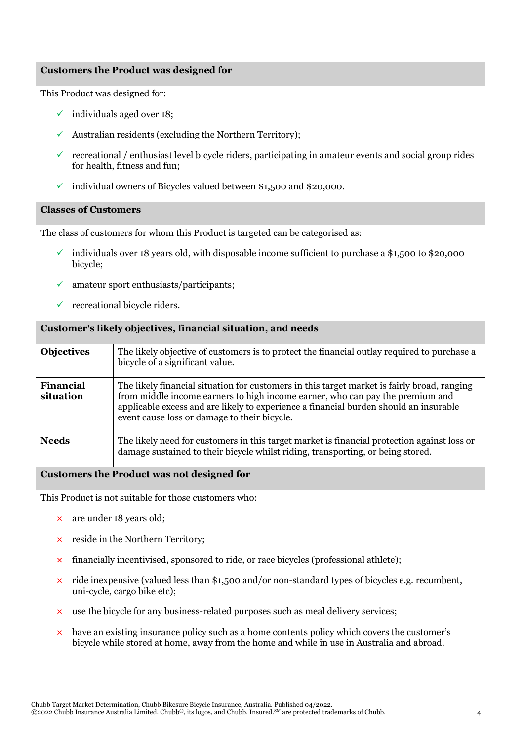## Customers the Product was designed for

This Product was designed for:

- ✓ individuals aged over 18;
- ✓ Australian residents (excluding the Northern Territory);
- ✓ recreational / enthusiast level bicycle riders, participating in amateur events and social group rides for health, fitness and fun;
- ✓ individual owners of Bicycles valued between $1,500 and $20,000.

## Classes of Customers

The class of customers for whom this Product is targeted can be categorised as:

- ✓ individuals over 18 years old, with disposable income sufficient to purchase a $1,500 to $20,000 bicycle;
- ✓ amateur sport enthusiasts/participants;
- ✓ recreational bicycle riders.

## Customer's likely objectives, financial situation, and needs

| | |
|---|---|
| **Objectives** | The likely objective of customers is to protect the financial outlay required to purchase a bicycle of a significant value. |
| **Financial situation** | The likely financial situation for customers in this target market is fairly broad, ranging from middle income earners to high income earner, who can pay the premium and applicable excess and are likely to experience a financial burden should an insurable event cause loss or damage to their bicycle. |
| **Needs** | The likely need for customers in this target market is financial protection against loss or damage sustained to their bicycle whilst riding, transporting, or being stored. |

## Customers the Product was <u>not</u> designed for

This Product is <u>not</u> suitable for those customers who:

- × are under 18 years old;
- × reside in the Northern Territory;
- × financially incentivised, sponsored to ride, or race bicycles (professional athlete);
- × ride inexpensive (valued less than $1,500 and/or non-standard types of bicycles e.g. recumbent, uni-cycle, cargo bike etc);
- × use the bicycle for any business-related purposes such as meal delivery services;
- × have an existing insurance policy such as a home contents policy which covers the customer's bicycle while stored at home, away from the home and while in use in Australia and abroad.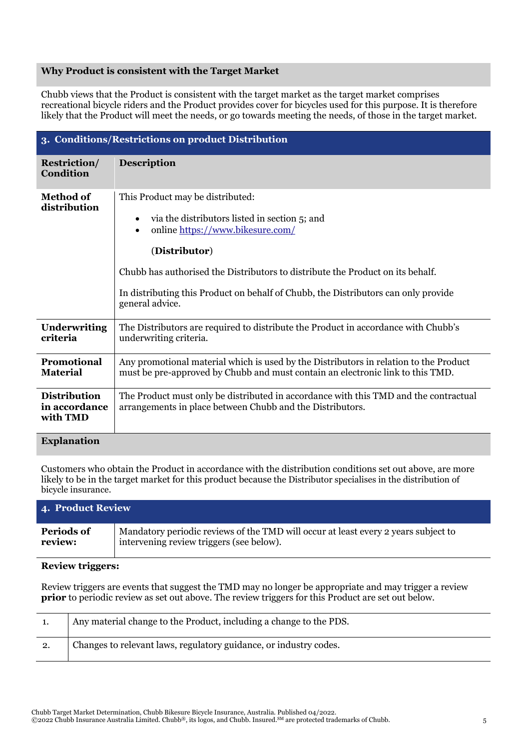**Why Product is consistent with the Target Market**

Chubb views that the Product is consistent with the target market as the target market comprises recreational bicycle riders and the Product provides cover for bicycles used for this purpose. It is therefore likely that the Product will meet the needs, or go towards meeting the needs, of those in the target market.

## 3. Conditions/Restrictions on product Distribution

| Restriction/ Condition | Description |
|---|---|
| **Method of distribution** | This Product may be distributed: <br>• via the distributors listed in section 5; and <br>• online https://www.bikesure.com/ <br>(**Distributor**) <br><br>Chubb has authorised the Distributors to distribute the Product on its behalf. <br><br>In distributing this Product on behalf of Chubb, the Distributors can only provide general advice. |
| **Underwriting criteria** | The Distributors are required to distribute the Product in accordance with Chubb's underwriting criteria. |
| **Promotional Material** | Any promotional material which is used by the Distributors in relation to the Product must be pre-approved by Chubb and must contain an electronic link to this TMD. |
| **Distribution in accordance with TMD** | The Product must only be distributed in accordance with this TMD and the contractual arrangements in place between Chubb and the Distributors. |

**Explanation**

Customers who obtain the Product in accordance with the distribution conditions set out above, are more likely to be in the target market for this product because the Distributor specialises in the distribution of bicycle insurance.

## 4. Product Review

| **Periods of review:** | Mandatory periodic reviews of the TMD will occur at least every 2 years subject to intervening review triggers (see below). |
|---|---|

**Review triggers:**

Review triggers are events that suggest the TMD may no longer be appropriate and may trigger a review **prior** to periodic review as set out above. The review triggers for this Product are set out below.

| | |
|---|---|
| 1. | Any material change to the Product, including a change to the PDS. |
| 2. | Changes to relevant laws, regulatory guidance, or industry codes. |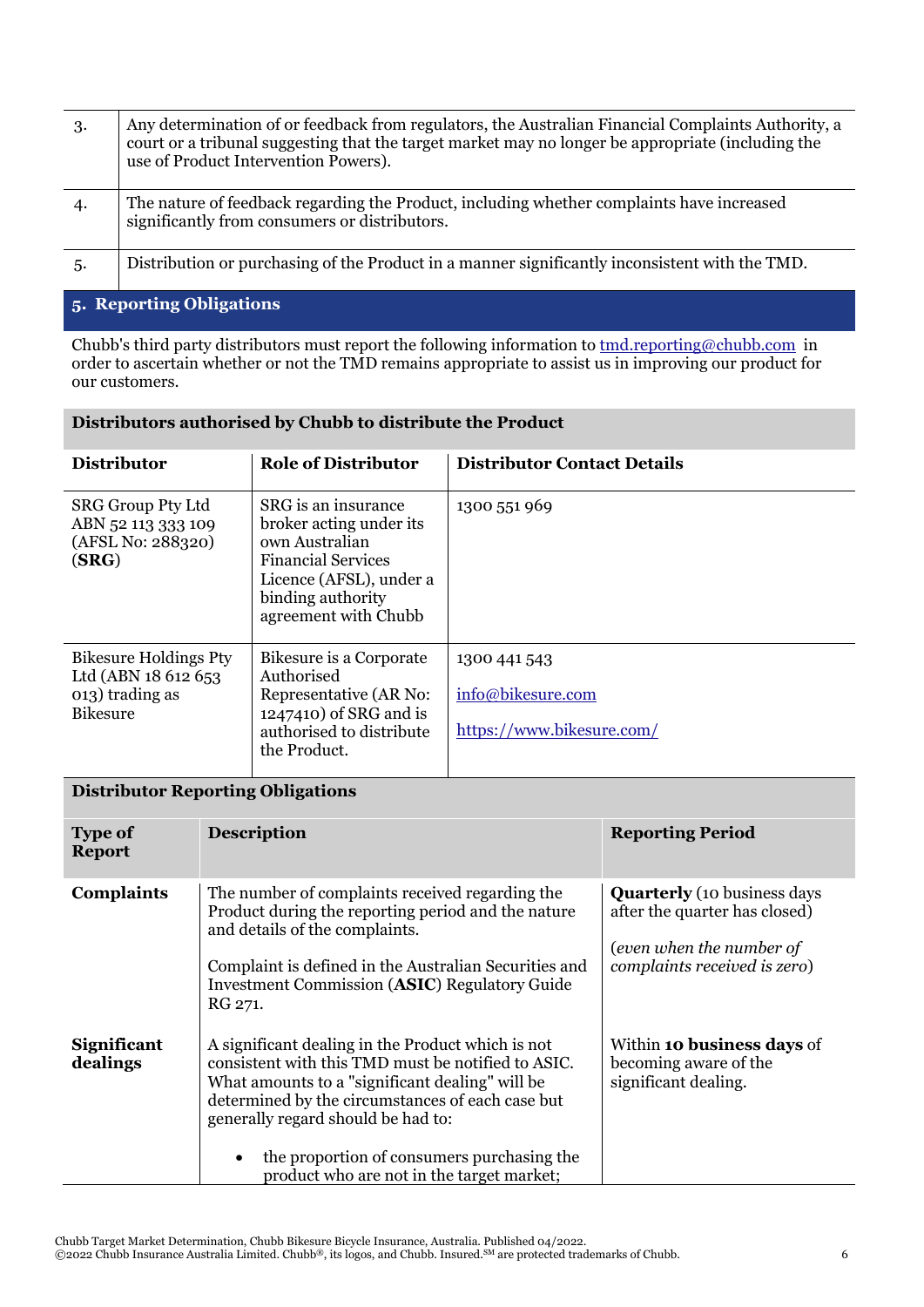| | |
|---|---|
| 3. | Any determination of or feedback from regulators, the Australian Financial Complaints Authority, a court or a tribunal suggesting that the target market may no longer be appropriate (including the use of Product Intervention Powers). |
| 4. | The nature of feedback regarding the Product, including whether complaints have increased significantly from consumers or distributors. |
| 5. | Distribution or purchasing of the Product in a manner significantly inconsistent with the TMD. |

## 5. Reporting Obligations

Chubb's third party distributors must report the following information to tmd.reporting@chubb.com in order to ascertain whether or not the TMD remains appropriate to assist us in improving our product for our customers.

**Distributors authorised by Chubb to distribute the Product**

| Distributor | Role of Distributor | Distributor Contact Details |
|---|---|---|
| SRG Group Pty Ltd ABN 52 113 333 109 (AFSL No: 288320) (**SRG**) | SRG is an insurance broker acting under its own Australian Financial Services Licence (AFSL), under a binding authority agreement with Chubb | 1300 551 969 |
| Bikesure Holdings Pty Ltd (ABN 18 612 653 013) trading as Bikesure | Bikesure is a Corporate Authorised Representative (AR No: 1247410) of SRG and is authorised to distribute the Product. | 1300 441 543<br><br>info@bikesure.com<br><br>https://www.bikesure.com/ |

**Distributor Reporting Obligations**

| Type of Report | Description | Reporting Period |
|---|---|---|
| **Complaints** | The number of complaints received regarding the Product during the reporting period and the nature and details of the complaints.<br><br>Complaint is defined in the Australian Securities and Investment Commission (**ASIC**) Regulatory Guide RG 271. | **Quarterly** (10 business days after the quarter has closed)<br><br>(*even when the number of complaints received is zero*) |
| **Significant dealings** | A significant dealing in the Product which is not consistent with this TMD must be notified to ASIC. What amounts to a "significant dealing" will be determined by the circumstances of each case but generally regard should be had to:<br><br>• the proportion of consumers purchasing the product who are not in the target market; | Within **10 business days** of becoming aware of the significant dealing. |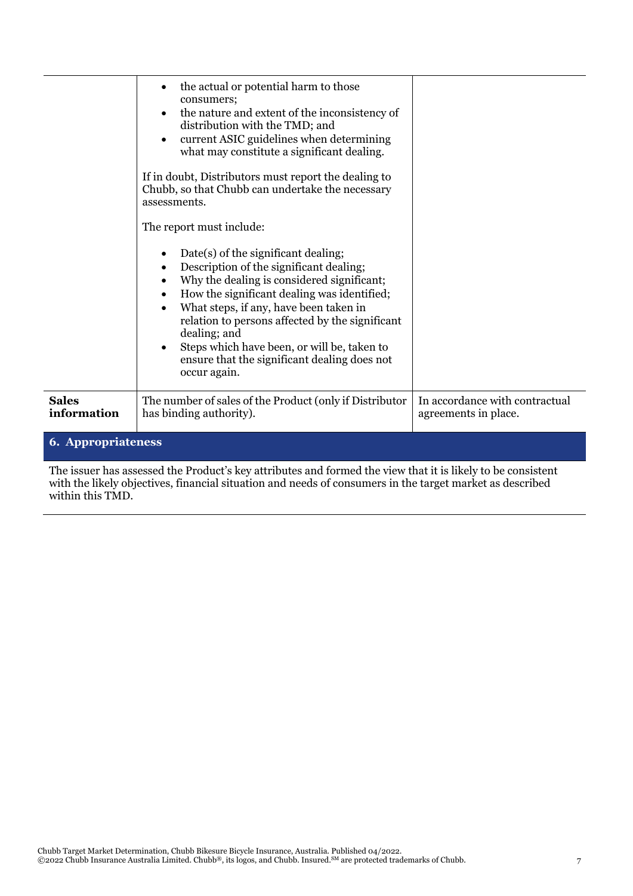| | | |
|---|---|---|
| | • the actual or potential harm to those consumers;<br>• the nature and extent of the inconsistency of distribution with the TMD; and<br>• current ASIC guidelines when determining what may constitute a significant dealing.<br><br>If in doubt, Distributors must report the dealing to Chubb, so that Chubb can undertake the necessary assessments.<br><br>The report must include:<br><br>• Date(s) of the significant dealing;<br>• Description of the significant dealing;<br>• Why the dealing is considered significant;<br>• How the significant dealing was identified;<br>• What steps, if any, have been taken in relation to persons affected by the significant dealing; and<br>• Steps which have been, or will be, taken to ensure that the significant dealing does not occur again. | |
| **Sales information** | The number of sales of the Product (only if Distributor has binding authority). | In accordance with contractual agreements in place. |

## 6. Appropriateness

The issuer has assessed the Product's key attributes and formed the view that it is likely to be consistent with the likely objectives, financial situation and needs of consumers in the target market as described within this TMD.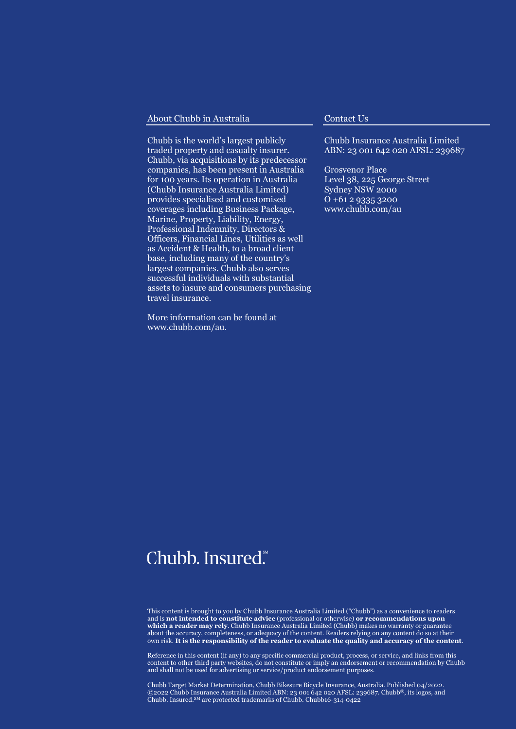## About Chubb in Australia

Chubb is the world's largest publicly traded property and casualty insurer. Chubb, via acquisitions by its predecessor companies, has been present in Australia for 100 years. Its operation in Australia (Chubb Insurance Australia Limited) provides specialised and customised coverages including Business Package, Marine, Property, Liability, Energy, Professional Indemnity, Directors & Officers, Financial Lines, Utilities as well as Accident & Health, to a broad client base, including many of the country's largest companies. Chubb also serves successful individuals with substantial assets to insure and consumers purchasing travel insurance.

More information can be found at www.chubb.com/au.

## Contact Us

Chubb Insurance Australia Limited
ABN: 23 001 642 020 AFSL: 239687

Grosvenor Place
Level 38, 225 George Street
Sydney NSW 2000
O +61 2 9335 3200
www.chubb.com/au

Chubb. Insured.℠

This content is brought to you by Chubb Insurance Australia Limited ("Chubb") as a convenience to readers and is **not intended to constitute advice** (professional or otherwise) **or recommendations upon which a reader may rely**. Chubb Insurance Australia Limited (Chubb) makes no warranty or guarantee about the accuracy, completeness, or adequacy of the content. Readers relying on any content do so at their own risk. **It is the responsibility of the reader to evaluate the quality and accuracy of the content**.

Reference in this content (if any) to any specific commercial product, process, or service, and links from this content to other third party websites, do not constitute or imply an endorsement or recommendation by Chubb and shall not be used for advertising or service/product endorsement purposes.

Chubb Target Market Determination, Chubb Bikesure Bicycle Insurance, Australia. Published 04/2022. ©2022 Chubb Insurance Australia Limited ABN: 23 001 642 020 AFSL: 239687. Chubb®, its logos, and Chubb. Insured.℠ are protected trademarks of Chubb. Chubb16-314-0422